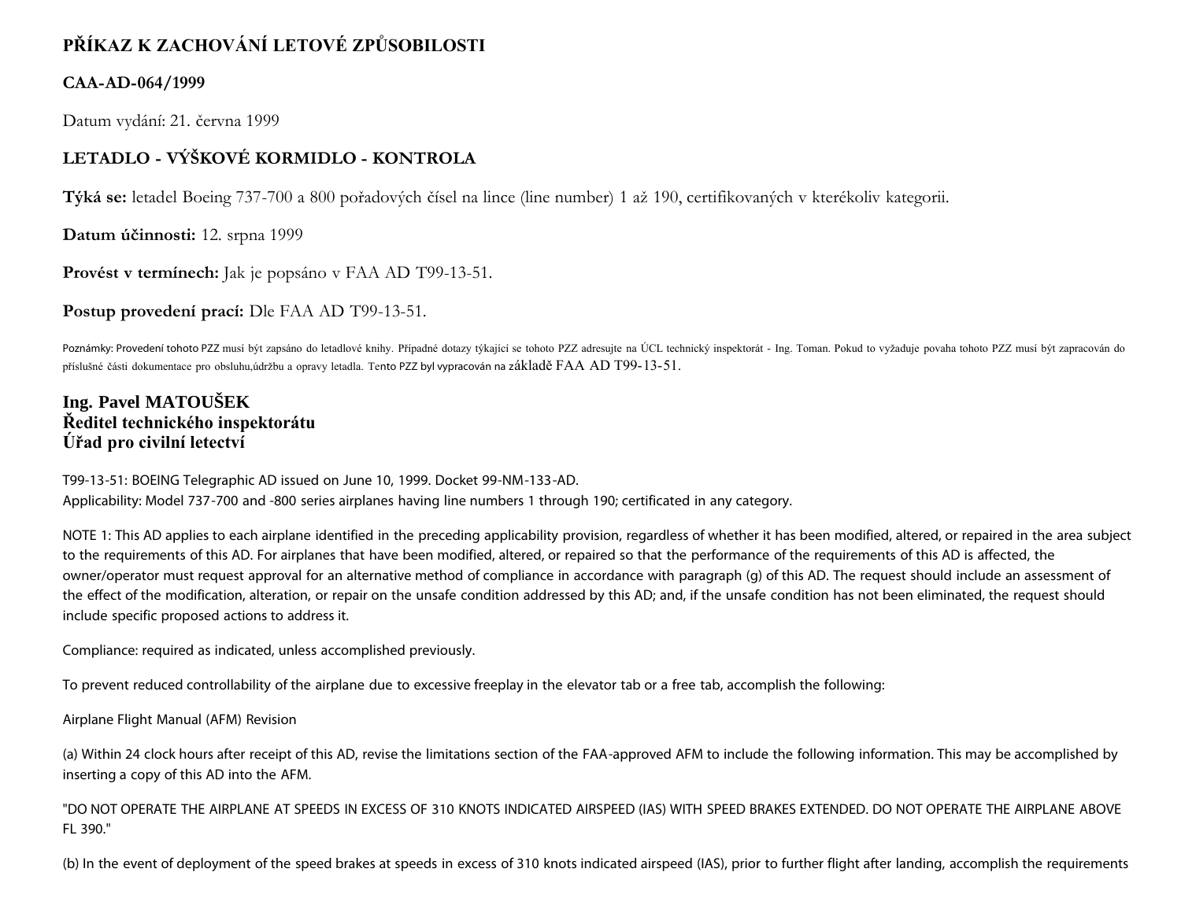# PŘÍKAZ K ZACHOVÁNÍ LETOVÉ ZPŮSOBILOSTI

## CAA-AD-064/1999

Datum vydání: 21. června 1999

## LETADLO - VÝŠKOVÉ KORMIDLO - KONTROLA

**Týká se:** letadel Boeing 737-700 a 800 pořadových čísel na lince (line number) 1 až 190, certifikovaných v kterékoliv kategorii.

**Datum účinnosti:** 12. srpna 1999

**Provést v termínech:** Jak je popsáno v FAA AD T99-13-51.

**Postup provedení prací:** Dle FAA AD T99-13-51.

Poznámky: Provedení tohoto PZZ musí být zapsáno do letadlové knihy. Případné dotazy týkající se tohoto PZZ adresujte na ÚCL technický inspektorát - Ing. Toman. Pokud to vyžaduje povaha tohoto PZZ musí být zapracován do příslušné části dokumentace pro obsluhu,údržbu a opravy letadla. Tento PZZ byl vypracován na základě FAA AD T99-13-51.

**Ing. Pavel MATOUŠEK**
**Ředitel technického inspektorátu**
**Úřad pro civilní letectví**

T99-13-51: BOEING Telegraphic AD issued on June 10, 1999. Docket 99-NM-133-AD.
Applicability: Model 737-700 and -800 series airplanes having line numbers 1 through 190; certificated in any category.

NOTE 1: This AD applies to each airplane identified in the preceding applicability provision, regardless of whether it has been modified, altered, or repaired in the area subject to the requirements of this AD. For airplanes that have been modified, altered, or repaired so that the performance of the requirements of this AD is affected, the owner/operator must request approval for an alternative method of compliance in accordance with paragraph (g) of this AD. The request should include an assessment of the effect of the modification, alteration, or repair on the unsafe condition addressed by this AD; and, if the unsafe condition has not been eliminated, the request should include specific proposed actions to address it.

Compliance: required as indicated, unless accomplished previously.

To prevent reduced controllability of the airplane due to excessive freeplay in the elevator tab or a free tab, accomplish the following:

Airplane Flight Manual (AFM) Revision

(a) Within 24 clock hours after receipt of this AD, revise the limitations section of the FAA-approved AFM to include the following information. This may be accomplished by inserting a copy of this AD into the AFM.

"DO NOT OPERATE THE AIRPLANE AT SPEEDS IN EXCESS OF 310 KNOTS INDICATED AIRSPEED (IAS) WITH SPEED BRAKES EXTENDED. DO NOT OPERATE THE AIRPLANE ABOVE FL 390."

(b) In the event of deployment of the speed brakes at speeds in excess of 310 knots indicated airspeed (IAS), prior to further flight after landing, accomplish the requirements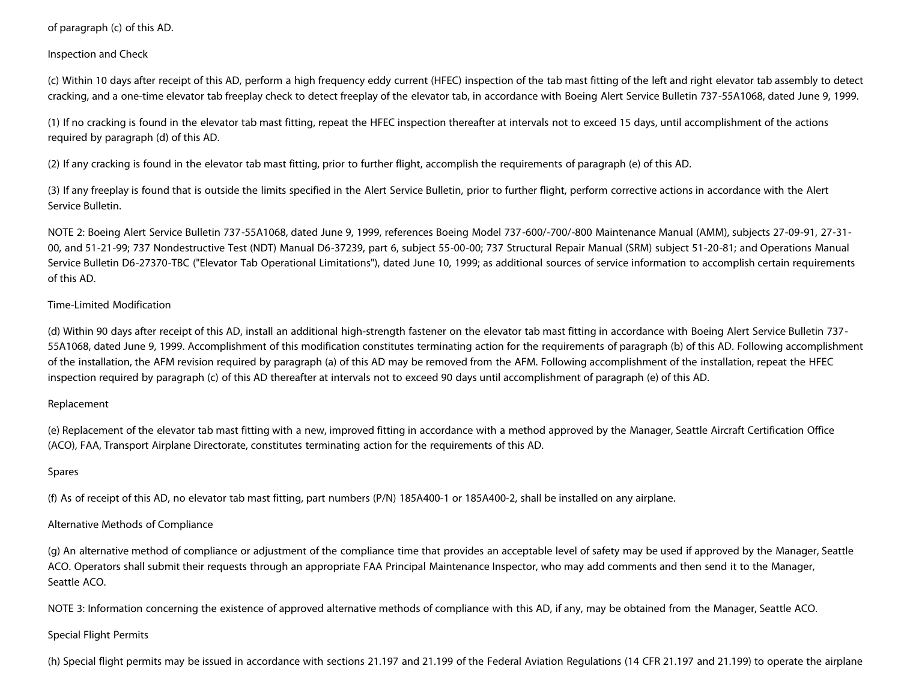of paragraph (c) of this AD.

Inspection and Check

(c) Within 10 days after receipt of this AD, perform a high frequency eddy current (HFEC) inspection of the tab mast fitting of the left and right elevator tab assembly to detect cracking, and a one-time elevator tab freeplay check to detect freeplay of the elevator tab, in accordance with Boeing Alert Service Bulletin 737-55A1068, dated June 9, 1999.

(1) If no cracking is found in the elevator tab mast fitting, repeat the HFEC inspection thereafter at intervals not to exceed 15 days, until accomplishment of the actions required by paragraph (d) of this AD.

(2) If any cracking is found in the elevator tab mast fitting, prior to further flight, accomplish the requirements of paragraph (e) of this AD.

(3) If any freeplay is found that is outside the limits specified in the Alert Service Bulletin, prior to further flight, perform corrective actions in accordance with the Alert Service Bulletin.

NOTE 2: Boeing Alert Service Bulletin 737-55A1068, dated June 9, 1999, references Boeing Model 737-600/-700/-800 Maintenance Manual (AMM), subjects 27-09-91, 27-31-00, and 51-21-99; 737 Nondestructive Test (NDT) Manual D6-37239, part 6, subject 55-00-00; 737 Structural Repair Manual (SRM) subject 51-20-81; and Operations Manual Service Bulletin D6-27370-TBC ("Elevator Tab Operational Limitations"), dated June 10, 1999; as additional sources of service information to accomplish certain requirements of this AD.

Time-Limited Modification

(d) Within 90 days after receipt of this AD, install an additional high-strength fastener on the elevator tab mast fitting in accordance with Boeing Alert Service Bulletin 737-55A1068, dated June 9, 1999. Accomplishment of this modification constitutes terminating action for the requirements of paragraph (b) of this AD. Following accomplishment of the installation, the AFM revision required by paragraph (a) of this AD may be removed from the AFM. Following accomplishment of the installation, repeat the HFEC inspection required by paragraph (c) of this AD thereafter at intervals not to exceed 90 days until accomplishment of paragraph (e) of this AD.

Replacement

(e) Replacement of the elevator tab mast fitting with a new, improved fitting in accordance with a method approved by the Manager, Seattle Aircraft Certification Office (ACO), FAA, Transport Airplane Directorate, constitutes terminating action for the requirements of this AD.

Spares

(f) As of receipt of this AD, no elevator tab mast fitting, part numbers (P/N) 185A400-1 or 185A400-2, shall be installed on any airplane.

Alternative Methods of Compliance

(g) An alternative method of compliance or adjustment of the compliance time that provides an acceptable level of safety may be used if approved by the Manager, Seattle ACO. Operators shall submit their requests through an appropriate FAA Principal Maintenance Inspector, who may add comments and then send it to the Manager, Seattle ACO.

NOTE 3: Information concerning the existence of approved alternative methods of compliance with this AD, if any, may be obtained from the Manager, Seattle ACO.

Special Flight Permits

(h) Special flight permits may be issued in accordance with sections 21.197 and 21.199 of the Federal Aviation Regulations (14 CFR 21.197 and 21.199) to operate the airplane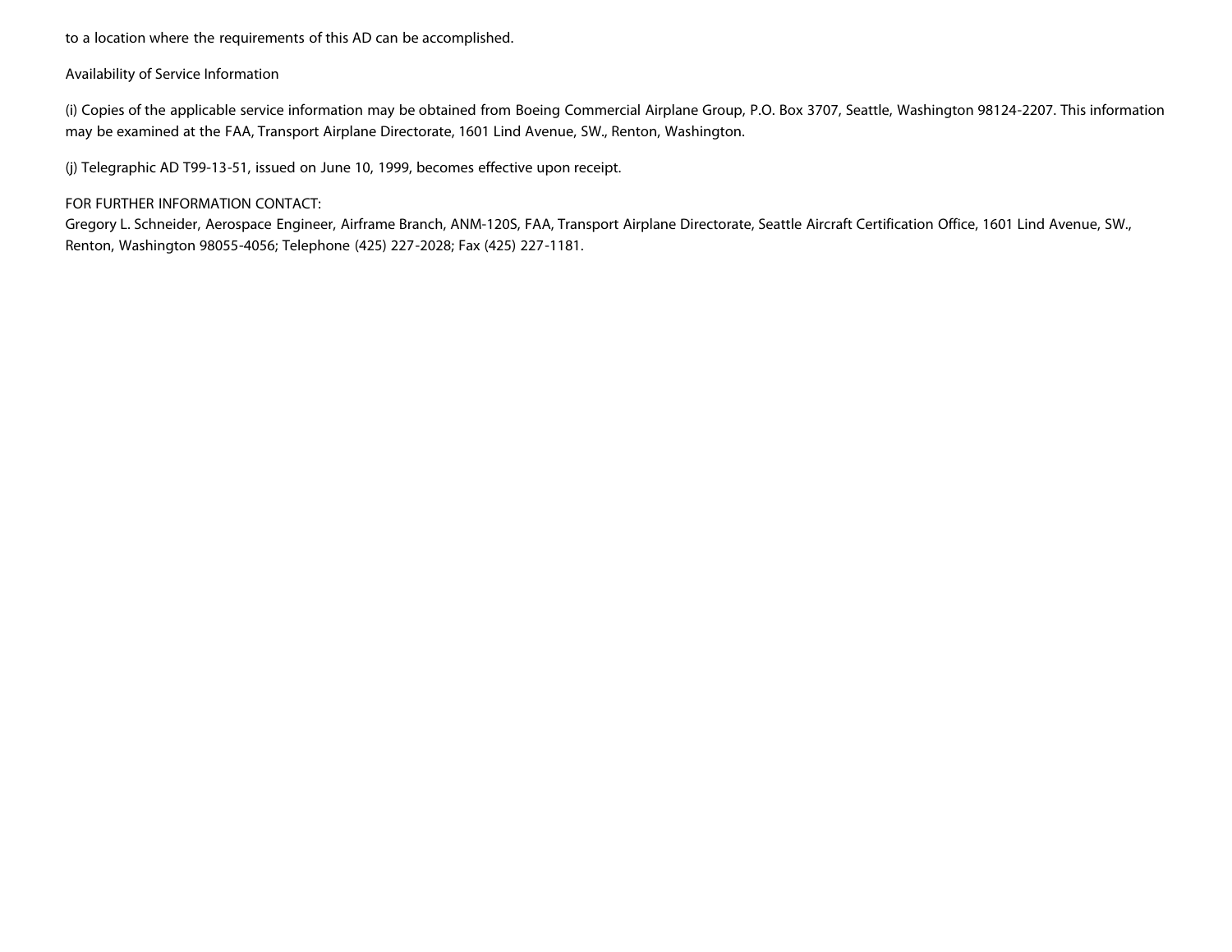to a location where the requirements of this AD can be accomplished.

Availability of Service Information

(i) Copies of the applicable service information may be obtained from Boeing Commercial Airplane Group, P.O. Box 3707, Seattle, Washington 98124-2207. This information may be examined at the FAA, Transport Airplane Directorate, 1601 Lind Avenue, SW., Renton, Washington.

(j) Telegraphic AD T99-13-51, issued on June 10, 1999, becomes effective upon receipt.

FOR FURTHER INFORMATION CONTACT:
Gregory L. Schneider, Aerospace Engineer, Airframe Branch, ANM-120S, FAA, Transport Airplane Directorate, Seattle Aircraft Certification Office, 1601 Lind Avenue, SW., Renton, Washington 98055-4056; Telephone (425) 227-2028; Fax (425) 227-1181.